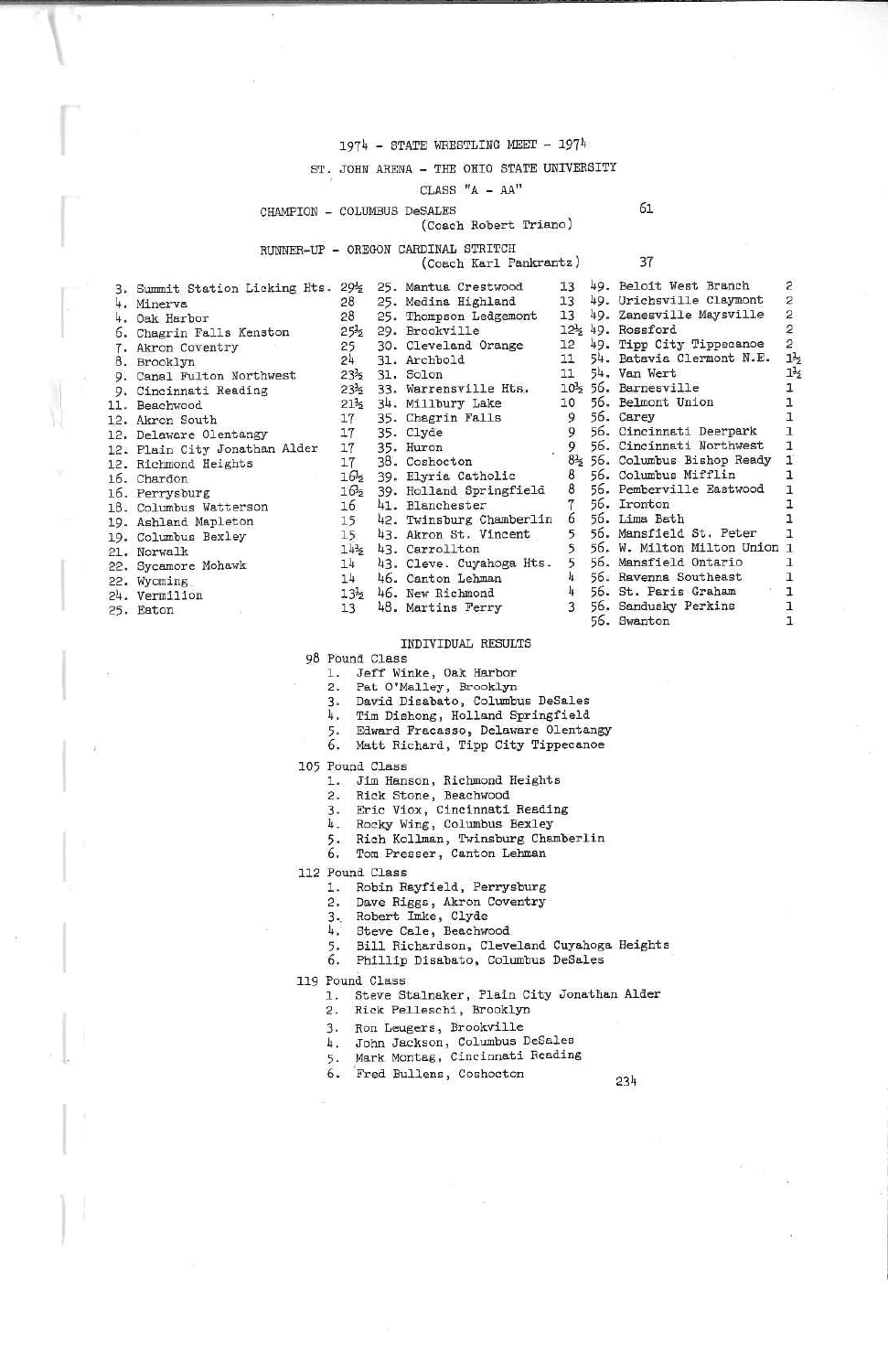1974 - STATE WRESTLING MEET - 1974

ST. JOHN ARENA - THE OHIO STATE UNIVERSITY

CLASS "A - AA"

CHAMPION - COLUMBUS DeSALES (Coach Robert Triano) 61

RUNNER-UP - OREGON CARDINAL STRITCH (Coach Karl Pankrantz) 37

| Place | School | Points |
|---|---|---|
| 3. | Summit Station Licking Hts. | 29½ |
| 4. | Minerva | 28 |
| 4. | Oak Harbor | 28 |
| 6. | Chagrin Falls Kenston | 25½ |
| 7. | Akron Coventry | 25 |
| 8. | Brooklyn | 24 |
| 9. | Canal Fulton Northwest | 23½ |
| 9. | Cincinnati Reading | 23½ |
| 11. | Beachwood | 21½ |
| 12. | Akron South | 17 |
| 12. | Delaware Olentangy | 17 |
| 12. | Plain City Jonathan Alder | 17 |
| 12. | Richmond Heights | 17 |
| 16. | Chardon | 16½ |
| 16. | Perrysburg | 16½ |
| 18. | Columbus Watterson | 16 |
| 19. | Ashland Mapleton | 15 |
| 19. | Columbus Bexley | 15 |
| 21. | Norwalk | 14½ |
| 22. | Sycamore Mohawk | 14 |
| 22. | Wyoming | 14 |
| 24. | Vermilion | 13½ |
| 25. | Eaton | 13 |
| 25. | Mantua Crestwood | 13 |
| 25. | Medina Highland | 13 |
| 25. | Thompson Ledgemont | 13 |
| 29. | Brookville | 12½ |
| 30. | Cleveland Orange | 12 |
| 31. | Archbold | 11 |
| 31. | Solon | 11 |
| 33. | Warrensville Hts. | 10½ |
| 34. | Millbury Lake | 10 |
| 35. | Chagrin Falls | 9 |
| 35. | Clyde | 9 |
| 35. | Huron | 9 |
| 38. | Coshocton | 8½ |
| 39. | Elyria Catholic | 8 |
| 39. | Holland Springfield | 8 |
| 41. | Blanchester | 7 |
| 42. | Twinsburg Chamberlin | 6 |
| 43. | Akron St. Vincent | 5 |
| 43. | Carrollton | 5 |
| 43. | Cleve. Cuyahoga Hts. | 5 |
| 46. | Canton Lehman | 4 |
| 46. | New Richmond | 4 |
| 48. | Martins Ferry | 3 |
| 49. | Beloit West Branch | 2 |
| 49. | Urichsville Claymont | 2 |
| 49. | Zanesville Maysville | 2 |
| 49. | Rossford | 2 |
| 49. | Tipp City Tippecanoe | 2 |
| 54. | Batavia Clermont N.E. | 1½ |
| 54. | Van Wert | 1½ |
| 56. | Barnesville | 1 |
| 56. | Belmont Union | 1 |
| 56. | Carey | 1 |
| 56. | Cincinnati Deerpark | 1 |
| 56. | Cincinnati Northwest | 1 |
| 56. | Columbus Bishop Ready | 1 |
| 56. | Columbus Mifflin | 1 |
| 56. | Pemberville Eastwood | 1 |
| 56. | Ironton | 1 |
| 56. | Lima Bath | 1 |
| 56. | Mansfield St. Peter | 1 |
| 56. | W. Milton Milton Union | 1 |
| 56. | Mansfield Ontario | 1 |
| 56. | Ravenna Southeast | 1 |
| 56. | St. Paris Graham | 1 |
| 56. | Sandusky Perkins | 1 |
| 56. | Swanton | 1 |

## INDIVIDUAL RESULTS

### 98 Pound Class
1. Jeff Winke, Oak Harbor
2. Pat O'Malley, Brooklyn
3. David Disabato, Columbus DeSales
4. Tim Dishong, Holland Springfield
5. Edward Fracasso, Delaware Olentangy
6. Matt Richard, Tipp City Tippecanoe

### 105 Pound Class
1. Jim Hanson, Richmond Heights
2. Rick Stone, Beachwood
3. Eric Viox, Cincinnati Reading
4. Rocky Wing, Columbus Bexley
5. Rich Kollman, Twinsburg Chamberlin
6. Tom Presser, Canton Lehman

### 112 Pound Class
1. Robin Rayfield, Perrysburg
2. Dave Riggs, Akron Coventry
3. Robert Imke, Clyde
4. Steve Cale, Beachwood
5. Bill Richardson, Cleveland Cuyahoga Heights
6. Phillip Disabato, Columbus DeSales

### 119 Pound Class
1. Steve Stalnaker, Plain City Jonathan Alder
2. Rick Pelleschi, Brooklyn
3. Ron Leugers, Brookville
4. John Jackson, Columbus DeSales
5. Mark Montag, Cincinnati Reading
6. Fred Bullens, Coshocton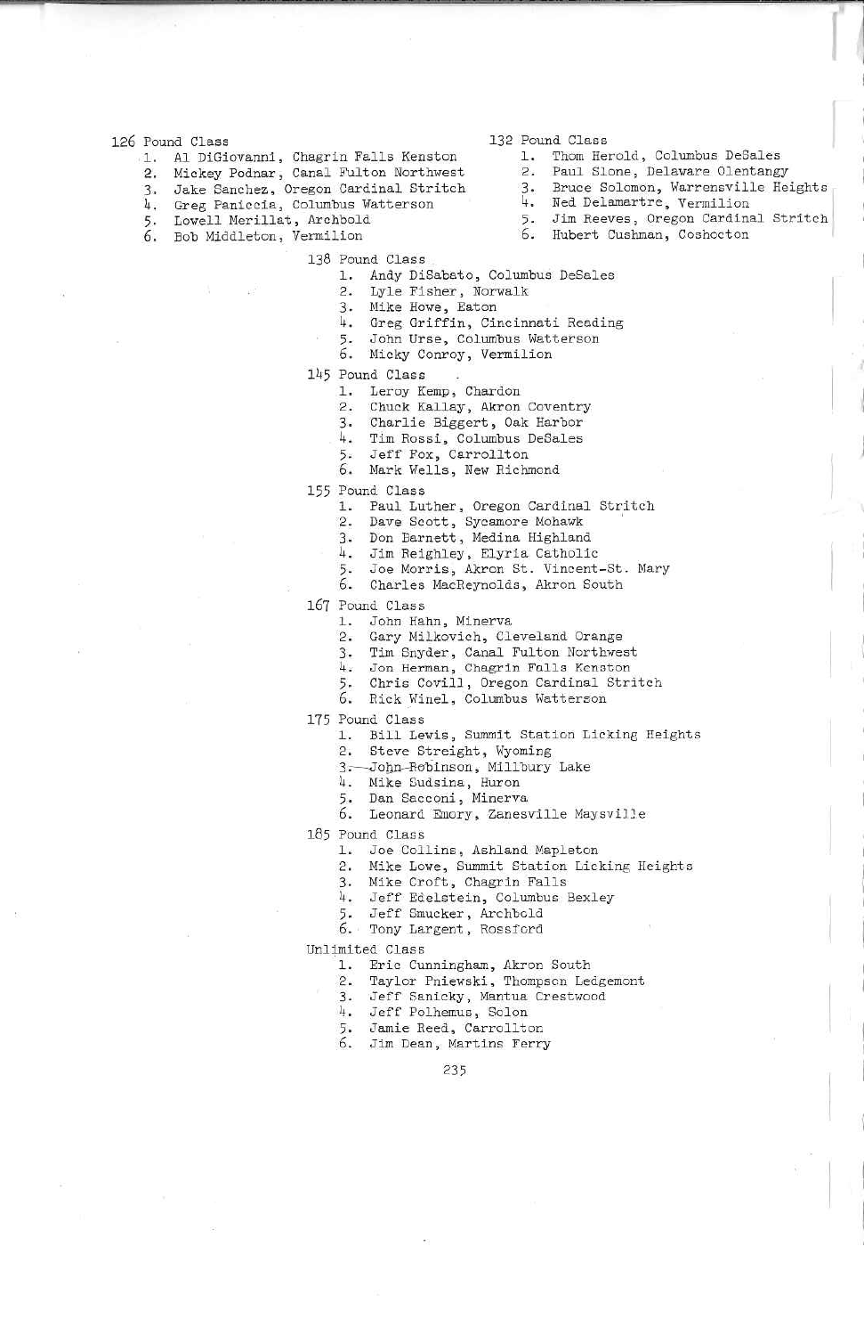126 Pound Class

1. Al DiGiovanni, Chagrin Falls Kenston
2. Mickey Podnar, Canal Fulton Northwest
3. Jake Sanchez, Oregon Cardinal Stritch
4. Greg Paniccia, Columbus Watterson
5. Lowell Merillat, Archbold
6. Bob Middleton, Vermilion

132 Pound Class

1. Thom Herold, Columbus DeSales
2. Paul Slone, Delaware Olentangy
3. Bruce Solomon, Warrensville Heights
4. Ned Delamartre, Vermilion
5. Jim Reeves, Oregon Cardinal Stritch
6. Hubert Cushman, Coshocton

138 Pound Class

1. Andy DiSabato, Columbus DeSales
2. Lyle Fisher, Norwalk
3. Mike Howe, Eaton
4. Greg Griffin, Cincinnati Reading
5. John Urse, Columbus Watterson
6. Micky Conroy, Vermilion

145 Pound Class

1. Leroy Kemp, Chardon
2. Chuck Kallay, Akron Coventry
3. Charlie Biggert, Oak Harbor
4. Tim Rossi, Columbus DeSales
5. Jeff Fox, Carrollton
6. Mark Wells, New Richmond

155 Pound Class

1. Paul Luther, Oregon Cardinal Stritch
2. Dave Scott, Sycamore Mohawk
3. Don Barnett, Medina Highland
4. Jim Reighley, Elyria Catholic
5. Joe Morris, Akron St. Vincent-St. Mary
6. Charles MacReynolds, Akron South

167 Pound Class

1. John Hahn, Minerva
2. Gary Milkovich, Cleveland Orange
3. Tim Snyder, Canal Fulton Northwest
4. Jon Herman, Chagrin Falls Kenston
5. Chris Covill, Oregon Cardinal Stritch
6. Rick Winel, Columbus Watterson

175 Pound Class

1. Bill Lewis, Summit Station Licking Heights
2. Steve Streight, Wyoming
3. John Robinson, Millbury Lake
4. Mike Sudsina, Huron
5. Dan Sacconi, Minerva
6. Leonard Emory, Zanesville Maysville

185 Pound Class

1. Joe Collins, Ashland Mapleton
2. Mike Lowe, Summit Station Licking Heights
3. Mike Croft, Chagrin Falls
4. Jeff Edelstein, Columbus Bexley
5. Jeff Smucker, Archbold
6. Tony Largent, Rossford

Unlimited Class

1. Eric Cunningham, Akron South
2. Taylor Pniewski, Thompson Ledgemont
3. Jeff Sanicky, Mantua Crestwood
4. Jeff Polhemus, Solon
5. Jamie Reed, Carrollton
6. Jim Dean, Martins Ferry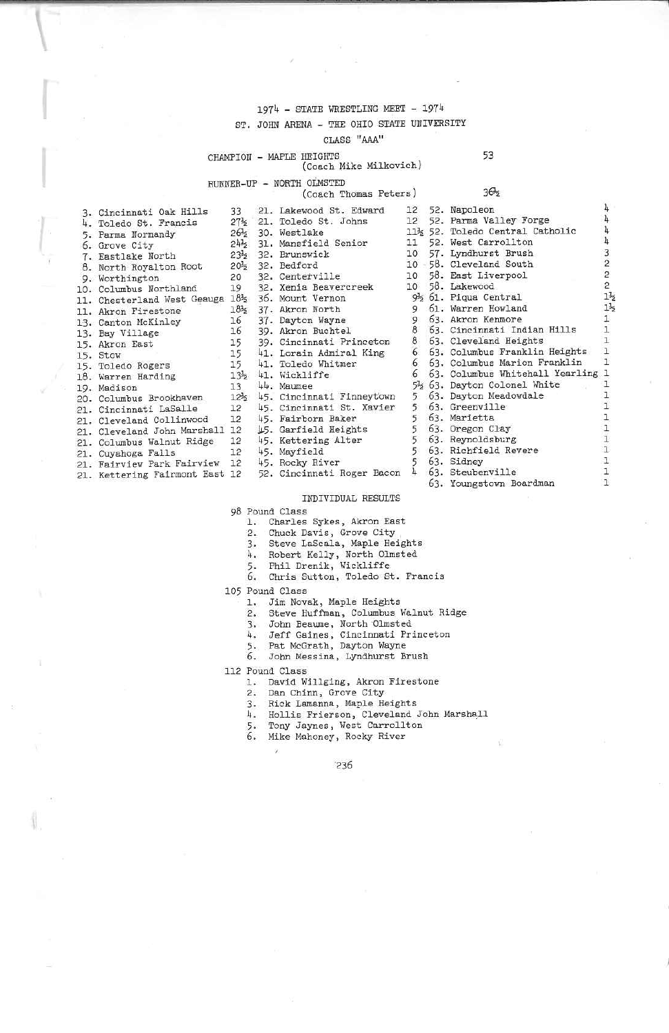# 1974 - STATE WRESTLING MEET - 1974

## ST. JOHN ARENA - THE OHIO STATE UNIVERSITY

### CLASS "AAA"

CHAMPION - MAPLE HEIGHTS (Coach Mike Milkovich) — 53

RUNNER-UP - NORTH OLMSTED (Coach Thomas Peters) — 36½

| Place | School | Points |
|---|---|---|
| 3. | Cincinnati Oak Hills | 33 |
| 4. | Toledo St. Francis | 27½ |
| 5. | Parma Normandy | 26½ |
| 6. | Grove City | 24½ |
| 7. | Eastlake North | 23½ |
| 8. | North Royalton Root | 20½ |
| 9. | Worthington | 20 |
| 10. | Columbus Northland | 19 |
| 11. | Chesterland West Geauga | 18½ |
| 11. | Akron Firestone | 18½ |
| 13. | Canton McKinley | 16 |
| 13. | Bay Village | 16 |
| 15. | Akron East | 15 |
| 15. | Stow | 15 |
| 15. | Toledo Rogers | 15 |
| 18. | Warren Harding | 13½ |
| 19. | Madison | 13 |
| 20. | Columbus Brookhaven | 12½ |
| 21. | Cincinnati LaSalle | 12 |
| 21. | Cleveland Collinwood | 12 |
| 21. | Cleveland John Marshall | 12 |
| 21. | Columbus Walnut Ridge | 12 |
| 21. | Cuyahoga Falls | 12 |
| 21. | Fairview Park Fairview | 12 |
| 21. | Kettering Fairmont East | 12 |
| 21. | Lakewood St. Edward | 12 |
| 21. | Toledo St. Johns | 12 |
| 30. | Westlake | 11½ |
| 31. | Mansfield Senior | 11 |
| 32. | Brunswick | 10 |
| 32. | Bedford | 10 |
| 32. | Centerville | 10 |
| 32. | Xenia Beavercreek | 10 |
| 36. | Mount Vernon | 9½ |
| 37. | Akron North | 9 |
| 37. | Dayton Wayne | 9 |
| 39. | Akron Buchtel | 8 |
| 39. | Cincinnati Princeton | 8 |
| 41. | Lorain Admiral King | 6 |
| 41. | Toledo Whitmer | 6 |
| 41. | Wickliffe | 6 |
| 44. | Maumee | 5½ |
| 45. | Cincinnati Finneytown | 5 |
| 45. | Cincinnati St. Xavier | 5 |
| 45. | Fairborn Baker | 5 |
| 45. | Garfield Heights | 5 |
| 45. | Kettering Alter | 5 |
| 45. | Mayfield | 5 |
| 45. | Rocky River | 5 |
| 52. | Cincinnati Roger Bacon | 4 |
| 52. | Napoleon | 4 |
| 52. | Parma Valley Forge | 4 |
| 52. | Toledo Central Catholic | 4 |
| 52. | West Carrollton | 4 |
| 57. | Lyndhurst Brush | 3 |
| 58. | Cleveland South | 2 |
| 58. | East Liverpool | 2 |
| 58. | Lakewood | 2 |
| 61. | Piqua Central | 1½ |
| 61. | Warren Howland | 1½ |
| 63. | Akron Kenmore | 1 |
| 63. | Cincinnati Indian Hills | 1 |
| 63. | Cleveland Heights | 1 |
| 63. | Columbus Franklin Heights | 1 |
| 63. | Columbus Marion Franklin | 1 |
| 63. | Columbus Whitehall Yearling | 1 |
| 63. | Dayton Colonel White | 1 |
| 63. | Dayton Meadowdale | 1 |
| 63. | Greenville | 1 |
| 63. | Marietta | 1 |
| 63. | Oregon Clay | 1 |
| 63. | Reynoldsburg | 1 |
| 63. | Richfield Revere | 1 |
| 63. | Sidney | 1 |
| 63. | Steubenville | 1 |
| 63. | Youngstown Boardman | 1 |

## INDIVIDUAL RESULTS

### 98 Pound Class

1. Charles Sykes, Akron East
2. Chuck Davis, Grove City
3. Steve LaScala, Maple Heights
4. Robert Kelly, North Olmsted
5. Phil Drenik, Wickliffe
6. Chris Sutton, Toledo St. Francis

### 105 Pound Class

1. Jim Novak, Maple Heights
2. Steve Huffman, Columbus Walnut Ridge
3. John Beaume, North Olmsted
4. Jeff Gaines, Cincinnati Princeton
5. Pat McGrath, Dayton Wayne
6. John Messina, Lyndhurst Brush

### 112 Pound Class

1. David Willging, Akron Firestone
2. Dan Chinn, Grove City
3. Rick Lamanna, Maple Heights
4. Hollis Frierson, Cleveland John Marshall
5. Tony Jaynes, West Carrollton
6. Mike Mahoney, Rocky River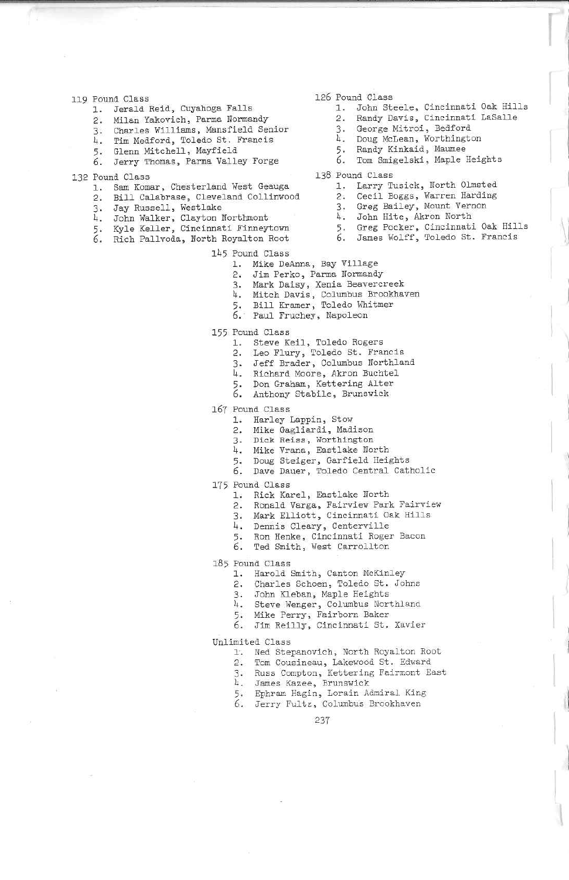119 Pound Class

1. Jerald Reid, Cuyahoga Falls
2. Milan Yakovich, Parma Normandy
3. Charles Williams, Mansfield Senior
4. Tim Medford, Toledo St. Francis
5. Glenn Mitchell, Mayfield
6. Jerry Thomas, Parma Valley Forge

132 Pound Class

1. Sam Komar, Chesterland West Geauga
2. Bill Calabrase, Cleveland Collinwood
3. Jay Russell, Westlake
4. John Walker, Clayton Northmont
5. Kyle Keller, Cincinnati Finneytown
6. Rich Pallvoda, North Royalton Root

126 Pound Class

1. John Steele, Cincinnati Oak Hills
2. Randy Davis, Cincinnati LaSalle
3. George Mitroi, Bedford
4. Doug McLean, Worthington
5. Randy Kinkaid, Maumee
6. Tom Smigelski, Maple Heights

138 Pound Class

1. Larry Tusick, North Olmsted
2. Cecil Boggs, Warren Harding
3. Greg Bailey, Mount Vernon
4. John Hite, Akron North
5. Greg Pocker, Cincinnati Oak Hills
6. James Wolff, Toledo St. Francis

145 Pound Class

1. Mike DeAnna, Bay Village
2. Jim Perko, Parma Normandy
3. Mark Daisy, Xenia Beavercreek
4. Mitch Davis, Columbus Brookhaven
5. Bill Kramer, Toledo Whitmer
6. Paul Fruchey, Napoleon

155 Pound Class

1. Steve Keil, Toledo Rogers
2. Leo Flury, Toledo St. Francis
3. Jeff Brader, Columbus Northland
4. Richard Moore, Akron Buchtel
5. Don Graham, Kettering Alter
6. Anthony Stabile, Brunswick

167 Pound Class

1. Harley Lappin, Stow
2. Mike Gagliardi, Madison
3. Dick Reiss, Worthington
4. Mike Vrana, Eastlake North
5. Doug Steiger, Garfield Heights
6. Dave Dauer, Toledo Central Catholic

175 Pound Class

1. Rick Karel, Eastlake North
2. Ronald Varga, Fairview Park Fairview
3. Mark Elliott, Cincinnati Oak Hills
4. Dennis Cleary, Centerville
5. Ron Henke, Cincinnati Roger Bacon
6. Ted Smith, West Carrollton

185 Pound Class

1. Harold Smith, Canton McKinley
2. Charles Schoen, Toledo St. Johns
3. John Kleban, Maple Heights
4. Steve Wenger, Columbus Northland
5. Mike Perry, Fairborn Baker
6. Jim Reilly, Cincinnati St. Xavier

Unlimited Class

1. Ned Stepanovich, North Royalton Root
2. Tom Cousineau, Lakewood St. Edward
3. Russ Compton, Kettering Fairmont East
4. James Kazee, Brunswick
5. Ephram Hagin, Lorain Admiral King
6. Jerry Fultz, Columbus Brookhaven